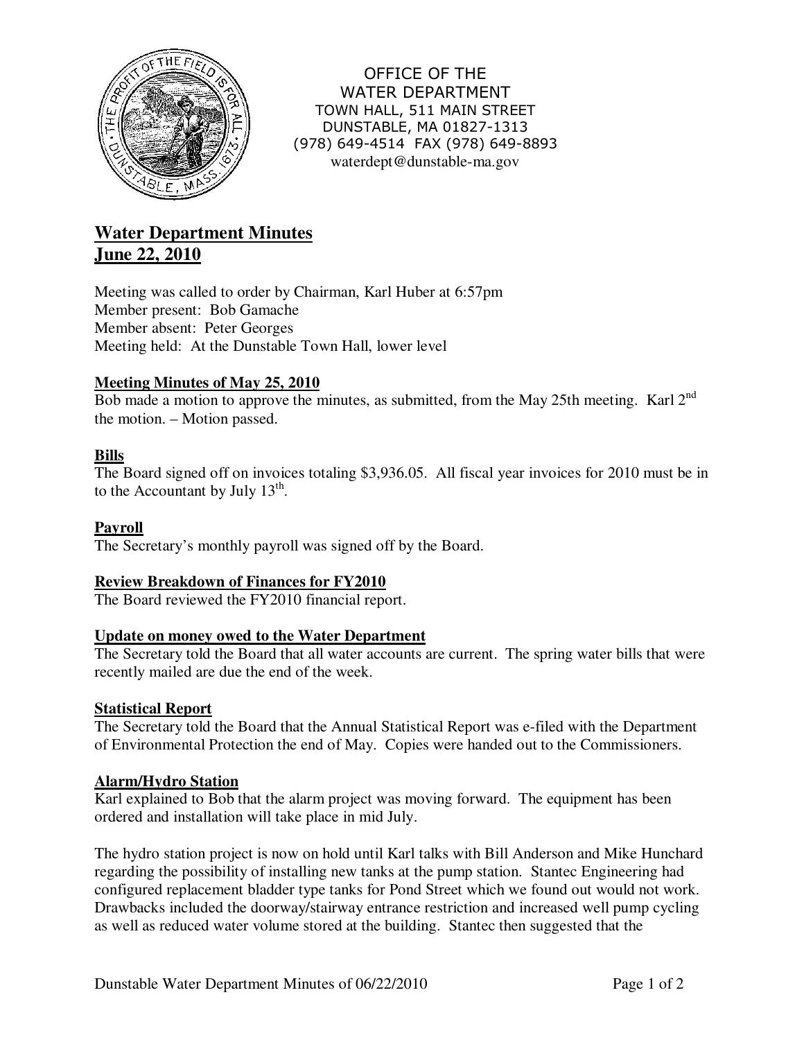OFFICE OF THE
WATER DEPARTMENT
TOWN HALL, 511 MAIN STREET
DUNSTABLE, MA 01827-1313
(978) 649-4514 FAX (978) 649-8893
waterdept@dunstable-ma.gov

# Water Department Minutes
## June 22, 2010

Meeting was called to order by Chairman, Karl Huber at 6:57pm
Member present: Bob Gamache
Member absent: Peter Georges
Meeting held: At the Dunstable Town Hall, lower level

### Meeting Minutes of May 25, 2010

Bob made a motion to approve the minutes, as submitted, from the May 25th meeting. Karl 2nd the motion. – Motion passed.

### Bills

The Board signed off on invoices totaling $3,936.05. All fiscal year invoices for 2010 must be in to the Accountant by July 13th.

### Payroll

The Secretary's monthly payroll was signed off by the Board.

### Review Breakdown of Finances for FY2010

The Board reviewed the FY2010 financial report.

### Update on money owed to the Water Department

The Secretary told the Board that all water accounts are current. The spring water bills that were recently mailed are due the end of the week.

### Statistical Report

The Secretary told the Board that the Annual Statistical Report was e-filed with the Department of Environmental Protection the end of May. Copies were handed out to the Commissioners.

### Alarm/Hydro Station

Karl explained to Bob that the alarm project was moving forward. The equipment has been ordered and installation will take place in mid July.

The hydro station project is now on hold until Karl talks with Bill Anderson and Mike Hunchard regarding the possibility of installing new tanks at the pump station. Stantec Engineering had configured replacement bladder type tanks for Pond Street which we found out would not work. Drawbacks included the doorway/stairway entrance restriction and increased well pump cycling as well as reduced water volume stored at the building. Stantec then suggested that the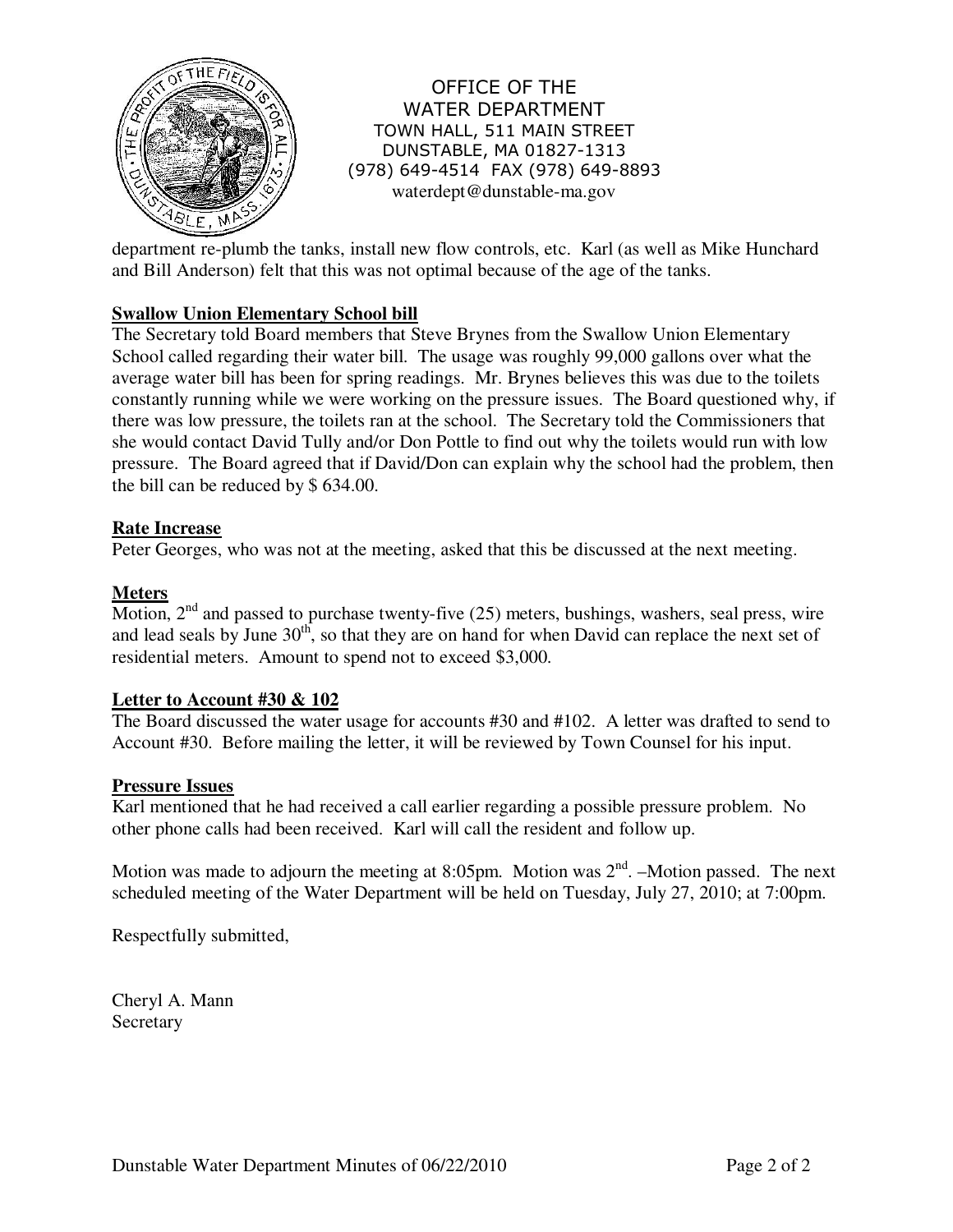OFFICE OF THE
WATER DEPARTMENT
TOWN HALL, 511 MAIN STREET
DUNSTABLE, MA 01827-1313
(978) 649-4514 FAX (978) 649-8893
waterdept@dunstable-ma.gov

department re-plumb the tanks, install new flow controls, etc. Karl (as well as Mike Hunchard and Bill Anderson) felt that this was not optimal because of the age of the tanks.

**Swallow Union Elementary School bill**

The Secretary told Board members that Steve Brynes from the Swallow Union Elementary School called regarding their water bill. The usage was roughly 99,000 gallons over what the average water bill has been for spring readings. Mr. Brynes believes this was due to the toilets constantly running while we were working on the pressure issues. The Board questioned why, if there was low pressure, the toilets ran at the school. The Secretary told the Commissioners that she would contact David Tully and/or Don Pottle to find out why the toilets would run with low pressure. The Board agreed that if David/Don can explain why the school had the problem, then the bill can be reduced by $ 634.00.

**Rate Increase**

Peter Georges, who was not at the meeting, asked that this be discussed at the next meeting.

**Meters**

Motion, 2nd and passed to purchase twenty-five (25) meters, bushings, washers, seal press, wire and lead seals by June 30th, so that they are on hand for when David can replace the next set of residential meters. Amount to spend not to exceed $3,000.

**Letter to Account #30 & 102**

The Board discussed the water usage for accounts #30 and #102. A letter was drafted to send to Account #30. Before mailing the letter, it will be reviewed by Town Counsel for his input.

**Pressure Issues**

Karl mentioned that he had received a call earlier regarding a possible pressure problem. No other phone calls had been received. Karl will call the resident and follow up.

Motion was made to adjourn the meeting at 8:05pm. Motion was 2nd. –Motion passed. The next scheduled meeting of the Water Department will be held on Tuesday, July 27, 2010; at 7:00pm.

Respectfully submitted,

Cheryl A. Mann
Secretary

Dunstable Water Department Minutes of 06/22/2010